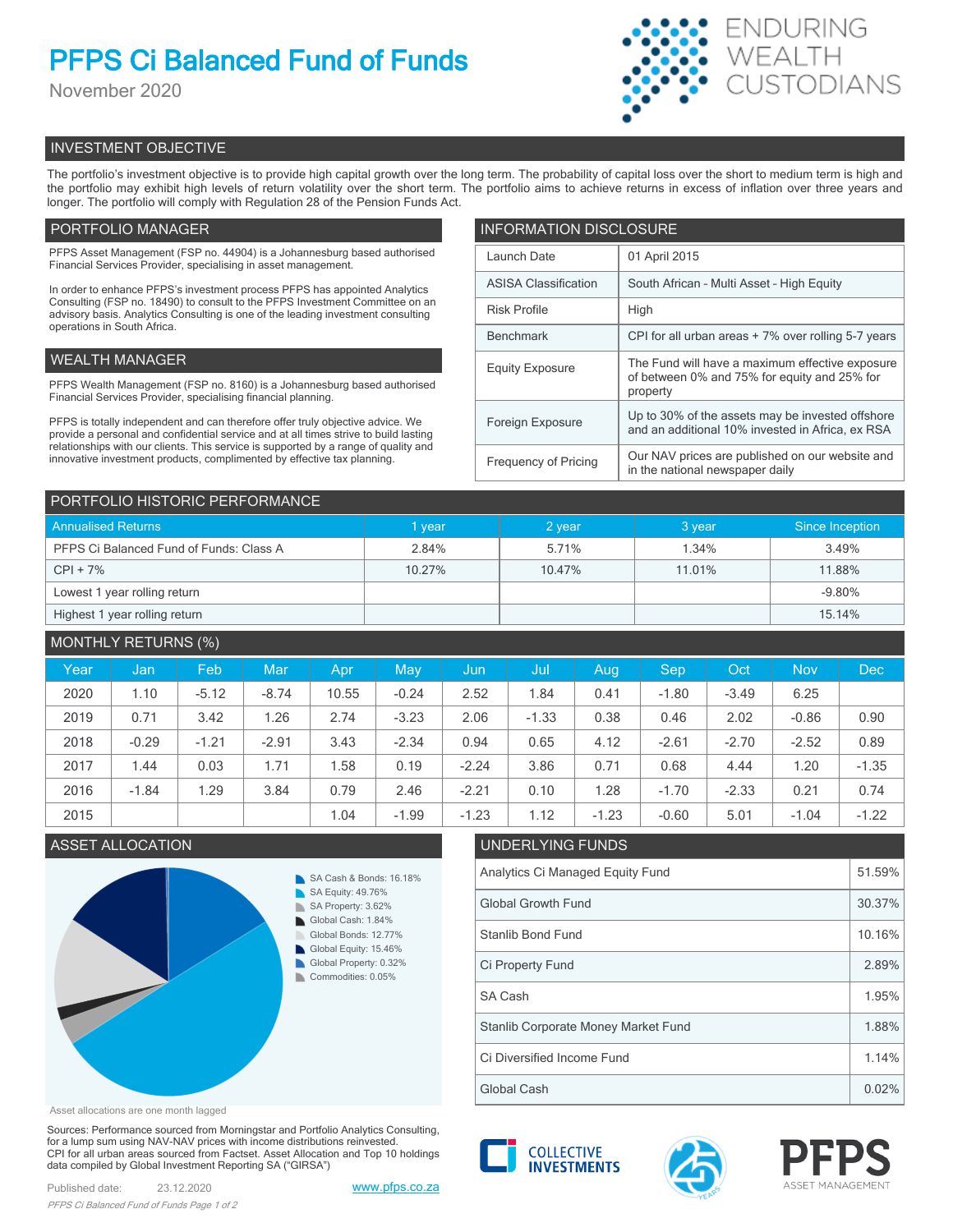# PFPS Ci Balanced Fund of Funds

November 2020

## INVESTMENT OBJECTIVE

The portfolio's investment objective is to provide high capital growth over the long term. The probability of capital loss over the short to medium term is high and the portfolio may exhibit high levels of return volatility over the short term. The portfolio aims to achieve returns in excess of inflation over three years and longer. The portfolio will comply with Regulation 28 of the Pension Funds Act.

## PORTFOLIO MANAGER

PFPS Asset Management (FSP no. 44904) is a Johannesburg based authorised Financial Services Provider, specialising in asset management.

In order to enhance PFPS's investment process PFPS has appointed Analytics Consulting (FSP no. 18490) to consult to the PFPS Investment Committee on an advisory basis. Analytics Consulting is one of the leading investment consulting operations in South Africa.

## WEALTH MANAGER

PFPS Wealth Management (FSP no. 8160) is a Johannesburg based authorised Financial Services Provider, specialising financial planning.

PFPS is totally independent and can therefore offer truly objective advice. We provide a personal and confidential service and at all times strive to build lasting relationships with our clients. This service is supported by a range of quality and innovative investment products, complimented by effective tax planning.

## INFORMATION DISCLOSURE

| | |
|---|---|
| Launch Date | 01 April 2015 |
| ASISA Classification | South African - Multi Asset - High Equity |
| Risk Profile | High |
| Benchmark | CPI for all urban areas + 7% over rolling 5-7 years |
| Equity Exposure | The Fund will have a maximum effective exposure of between 0% and 75% for equity and 25% for property |
| Foreign Exposure | Up to 30% of the assets may be invested offshore and an additional 10% invested in Africa, ex RSA |
| Frequency of Pricing | Our NAV prices are published on our website and in the national newspaper daily |

## PORTFOLIO HISTORIC PERFORMANCE

| Annualised Returns | 1 year | 2 year | 3 year | Since Inception |
|---|---|---|---|---|
| PFPS Ci Balanced Fund of Funds: Class A | 2.84% | 5.71% | 1.34% | 3.49% |
| CPI + 7% | 10.27% | 10.47% | 11.01% | 11.88% |
| Lowest 1 year rolling return | | | | -9.80% |
| Highest 1 year rolling return | | | | 15.14% |

## MONTHLY RETURNS (%)

| Year | Jan | Feb | Mar | Apr | May | Jun | Jul | Aug | Sep | Oct | Nov | Dec |
|---|---|---|---|---|---|---|---|---|---|---|---|---|
| 2020 | 1.10 | -5.12 | -8.74 | 10.55 | -0.24 | 2.52 | 1.84 | 0.41 | -1.80 | -3.49 | 6.25 | |
| 2019 | 0.71 | 3.42 | 1.26 | 2.74 | -3.23 | 2.06 | -1.33 | 0.38 | 0.46 | 2.02 | -0.86 | 0.90 |
| 2018 | -0.29 | -1.21 | -2.91 | 3.43 | -2.34 | 0.94 | 0.65 | 4.12 | -2.61 | -2.70 | -2.52 | 0.89 |
| 2017 | 1.44 | 0.03 | 1.71 | 1.58 | 0.19 | -2.24 | 3.86 | 0.71 | 0.68 | 4.44 | 1.20 | -1.35 |
| 2016 | -1.84 | 1.29 | 3.84 | 0.79 | 2.46 | -2.21 | 0.10 | 1.28 | -1.70 | -2.33 | 0.21 | 0.74 |
| 2015 | | | | 1.04 | -1.99 | -1.23 | 1.12 | -1.23 | -0.60 | 5.01 | -1.04 | -1.22 |

## ASSET ALLOCATION

- SA Cash & Bonds: 16.18%
- SA Equity: 49.76%
- SA Property: 3.62%
- Global Cash: 1.84%
- Global Bonds: 12.77%
- Global Equity: 15.46%
- Global Property: 0.32%
- Commodities: 0.05%

Asset allocations are one month lagged

## UNDERLYING FUNDS

| | |
|---|---|
| Analytics Ci Managed Equity Fund | 51.59% |
| Global Growth Fund | 30.37% |
| Stanlib Bond Fund | 10.16% |
| Ci Property Fund | 2.89% |
| SA Cash | 1.95% |
| Stanlib Corporate Money Market Fund | 1.88% |
| Ci Diversified Income Fund | 1.14% |
| Global Cash | 0.02% |

Sources: Performance sourced from Morningstar and Portfolio Analytics Consulting, for a lump sum using NAV-NAV prices with income distributions reinvested. CPI for all urban areas sourced from Factset. Asset Allocation and Top 10 holdings data compiled by Global Investment Reporting SA ("GIRSA")

Published date: 23.12.2020

www.pfps.co.za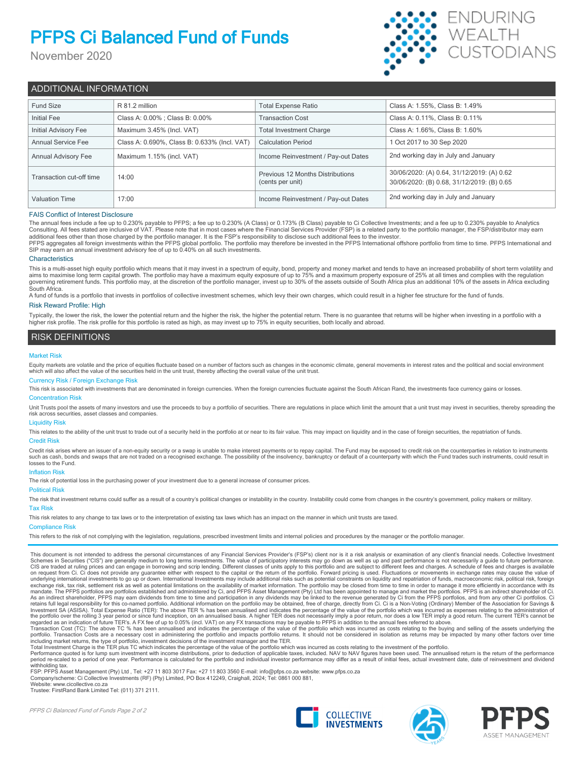# PFPS Ci Balanced Fund of Funds

November 2020

ENDURING WEALTH CUSTODIANS

## ADDITIONAL INFORMATION

| | | | |
|---|---|---|---|
| Fund Size | R 81.2 million | Total Expense Ratio | Class A: 1.55%, Class B: 1.49% |
| Initial Fee | Class A: 0.00% ; Class B: 0.00% | Transaction Cost | Class A: 0.11%, Class B: 0.11% |
| Initial Advisory Fee | Maximum 3.45% (Incl. VAT) | Total Investment Charge | Class A: 1.66%, Class B: 1.60% |
| Annual Service Fee | Class A: 0.690%, Class B: 0.633% (Incl. VAT) | Calculation Period | 1 Oct 2017 to 30 Sep 2020 |
| Annual Advisory Fee | Maximum 1.15% (incl. VAT) | Income Reinvestment / Pay-out Dates | 2nd working day in July and January |
| Transaction cut-off time | 14:00 | Previous 12 Months Distributions (cents per unit) | 30/06/2020: (A) 0.64, 31/12/2019: (A) 0.62<br>30/06/2020: (B) 0.68, 31/12/2019: (B) 0.65 |
| Valuation Time | 17:00 | Income Reinvestment / Pay-out Dates | 2nd working day in July and January |

### FAIS Conflict of Interest Disclosure

The annual fees include a fee up to 0.230% payable to PFPS; a fee up to 0.230% (A Class) or 0.173% (B Class) payable to Ci Collective Investments; and a fee up to 0.230% payable to Analytics Consulting. All fees stated are inclusive of VAT. Please note that in most cases where the Financial Services Provider (FSP) is a related party to the portfolio manager, the FSP/distributor may earn additional fees other than those charged by the portfolio manager. It is the FSP's responsibility to disclose such additional fees to the investor.
PFPS aggregates all foreign investments within the PFPS global portfolio. The portfolio may therefore be invested in the PFPS International offshore portfolio from time to time. PFPS International and SIP may earn an annual investment advisory fee of up to 0.40% on all such investments.

### Characteristics

This is a multi-asset high equity portfolio which means that it may invest in a spectrum of equity, bond, property and money market and tends to have an increased probability of short term volatility and aims to maximise long term capital growth. The portfolio may have a maximum equity exposure of up to 75% and a maximum property exposure of 25% at all times and complies with the regulation governing retirement funds. This portfolio may, at the discretion of the portfolio manager, invest up to 30% of the assets outside of South Africa plus an additional 10% of the assets in Africa excluding South Africa.
A fund of funds is a portfolio that invests in portfolios of collective investment schemes, which levy their own charges, which could result in a higher fee structure for the fund of funds.

### Risk Reward Profile: High

Typically, the lower the risk, the lower the potential return and the higher the risk, the higher the potential return. There is no guarantee that returns will be higher when investing in a portfolio with a higher risk profile. The risk profile for this portfolio is rated as high, as may invest up to 75% in equity securities, both locally and abroad.

## RISK DEFINITIONS

### Market Risk

Equity markets are volatile and the price of equities fluctuate based on a number of factors such as changes in the economic climate, general movements in interest rates and the political and social environment which will also affect the value of the securities held in the unit trust, thereby affecting the overall value of the unit trust.

### Currency Risk / Foreign Exchange Risk

This risk is associated with investments that are denominated in foreign currencies. When the foreign currencies fluctuate against the South African Rand, the investments face currency gains or losses.

### Concentration Risk

Unit Trusts pool the assets of many investors and use the proceeds to buy a portfolio of securities. There are regulations in place which limit the amount that a unit trust may invest in securities, thereby spreading the risk across securities, asset classes and companies.

### Liquidity Risk

This relates to the ability of the unit trust to trade out of a security held in the portfolio at or near to its fair value. This may impact on liquidity and in the case of foreign securities, the repatriation of funds.

### Credit Risk

Credit risk arises where an issuer of a non-equity security or a swap is unable to make interest payments or to repay capital. The Fund may be exposed to credit risk on the counterparties in relation to instruments such as cash, bonds and swaps that are not traded on a recognised exchange. The possibility of the insolvency, bankruptcy or default of a counterparty with which the Fund trades such instruments, could result in losses to the Fund.

### Inflation Risk

The risk of potential loss in the purchasing power of your investment due to a general increase of consumer prices.

### Political Risk

The risk that investment returns could suffer as a result of a country's political changes or instability in the country. Instability could come from changes in the country's government, policy makers or military.

### Tax Risk

This risk relates to any change to tax laws or to the interpretation of existing tax laws which has an impact on the manner in which unit trusts are taxed.

### Compliance Risk

This refers to the risk of not complying with the legislation, regulations, prescribed investment limits and internal policies and procedures by the manager or the portfolio manager.

This document is not intended to address the personal circumstances of any Financial Services Provider's (FSP's) client nor is it a risk analysis or examination of any client's financial needs. Collective Investment Schemes in Securities ("CIS") are generally medium to long terms investments. The value of participatory interests may go down as well as up and past performance is not necessarily a guide to future performance. CIS are traded at ruling prices and can engage in borrowing and scrip lending. Different classes of units apply to this portfolio and are subject to different fees and charges. A schedule of fees and charges is available on request from Ci. Ci does not provide any guarantee either with respect to the capital or the return of the portfolio. Forward pricing is used. Fluctuations or movements in exchange rates may cause the value of underlying international investments to go up or down. International Investments may include additional risks such as potential constraints on liquidity and repatriation of funds, macroeconomic risk, political risk, foreign exchange risk, tax risk, settlement risk as well as potential limitations on the availability of market information. The portfolio may be closed from time to time in order to manage it more efficiently in accordance with its mandate. The PFPS portfolios are portfolios established and administered by Ci, and PFPS Asset Management (Pty) Ltd has been appointed to manage and market the portfolios. PFPS is an indirect shareholder of Ci. As an indirect shareholder, PFPS may earn dividends from time to time and participation in any dividends may be linked to the revenue generated by Ci from the PFPS portfolios, and from any other Ci portfolios. Ci retains full legal responsibility for this co-named portfolio. Additional information on the portfolio may be obtained, free of charge, directly from Ci. Ci is a Non-Voting (Ordinary) Member of the Association for Savings & Investment SA (ASISA). Total Expense Ratio (TER): The above TER % has been annualised and indicates the percentage of the value of the portfolio which was incurred as expenses relating to the administration of the portfolio over the rolling 3 year period or since fund inception, on an annualised basis. A higher TER does not necessarily imply a poor return, nor does a low TER imply a good return. The current TER's cannot be regarded as an indication of future TER's. A FX fee of up to 0.05% (incl. VAT) on any FX transactions may be payable to PFPS in addition to the annual fees referred to above.
Transaction Cost (TC): The above TC % has been annualised and indicates the percentage of the value of the portfolio which was incurred as costs relating to the buying and selling of the assets underlying the portfolio. Transaction Costs are a necessary cost in administering the portfolio and impacts portfolio returns. It should not be considered in isolation as returns may be impacted by many other factors over time including market returns, the type of portfolio, investment decisions of the investment manager and the TER.
Total Investment Charge is the TER plus TC which indicates the percentage of the value of the portfolio which was incurred as costs relating to the investment of the portfolio.
Performance quoted is for lump sum investment with income distributions, prior to deduction of applicable taxes, included. NAV to NAV figures have been used. The annualised return is the return of the performance period re-scaled to a period of one year. Performance is calculated for the portfolio and individual investor performance may differ as a result of initial fees, actual investment date, date of reinvestment and dividend withholding tax.
FSP: PFPS Asset Management (Pty) Ltd , Tel: +27 11 803 3017 Fax: +27 11 803 3560 E-mail: info@pfps.co.za website: www.pfps.co.za
Company/scheme: Ci Collective Investments (RF) (Pty) Limited, PO Box 412249, Craighall, 2024; Tel: 0861 000 881,
Website: www.cicollective.co.za
Trustee: FirstRand Bank Limited Tel: (011) 371 2111.